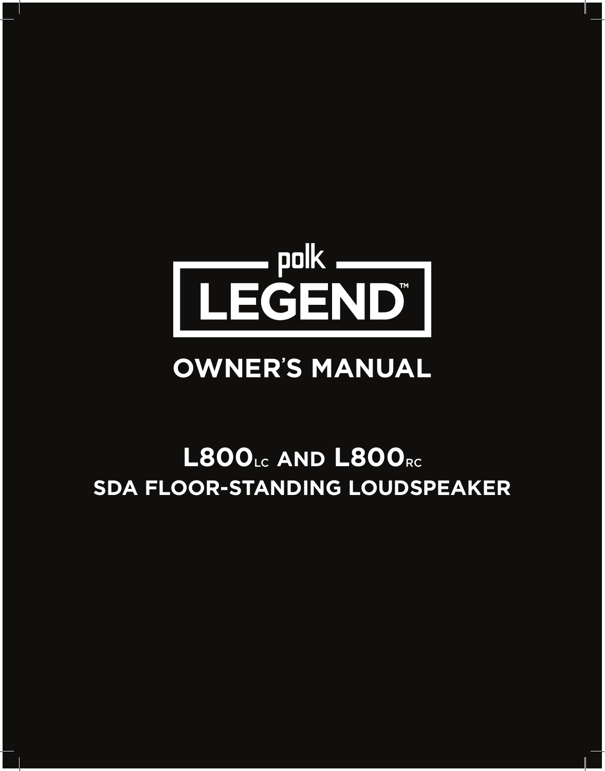polk

# LEGEND™

## OWNER'S MANUAL

## L800$_{LC}$ AND L800$_{RC}$

## SDA FLOOR-STANDING LOUDSPEAKER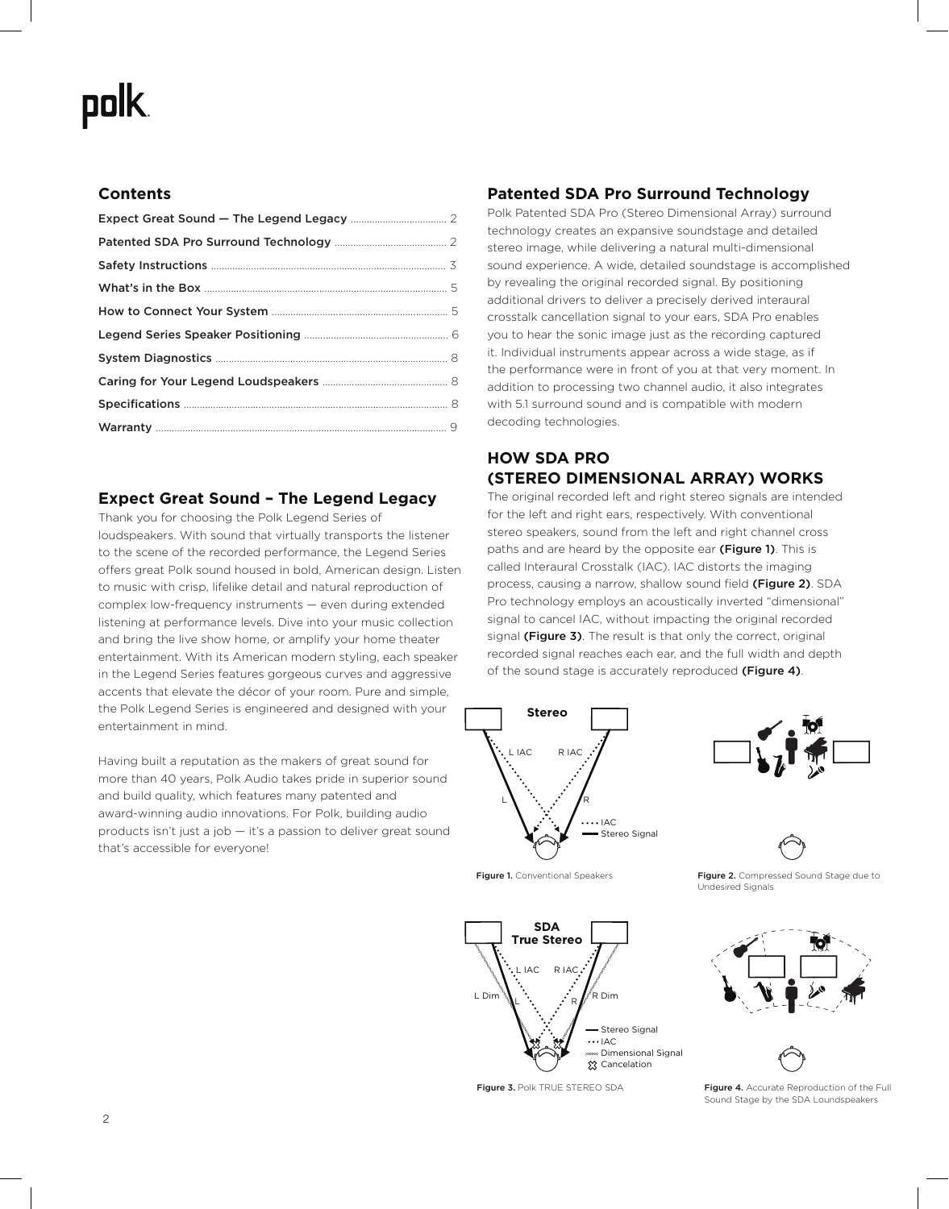## Contents

- Expect Great Sound — The Legend Legacy ........ 2
- Patented SDA Pro Surround Technology ........ 2
- Safety Instructions ........ 3
- What's in the Box ........ 5
- How to Connect Your System ........ 5
- Legend Series Speaker Positioning ........ 6
- System Diagnostics ........ 8
- Caring for Your Legend Loudspeakers ........ 8
- Specifications ........ 8
- Warranty ........ 9

## Expect Great Sound – The Legend Legacy

Thank you for choosing the Polk Legend Series of loudspeakers. With sound that virtually transports the listener to the scene of the recorded performance, the Legend Series offers great Polk sound housed in bold, American design. Listen to music with crisp, lifelike detail and natural reproduction of complex low-frequency instruments — even during extended listening at performance levels. Dive into your music collection and bring the live show home, or amplify your home theater entertainment. With its American modern styling, each speaker in the Legend Series features gorgeous curves and aggressive accents that elevate the décor of your room. Pure and simple, the Polk Legend Series is engineered and designed with your entertainment in mind.

Having built a reputation as the makers of great sound for more than 40 years, Polk Audio takes pride in superior sound and build quality, which features many patented and award-winning audio innovations. For Polk, building audio products isn't just a job — it's a passion to deliver great sound that's accessible for everyone!

## Patented SDA Pro Surround Technology

Polk Patented SDA Pro (Stereo Dimensional Array) surround technology creates an expansive soundstage and detailed stereo image, while delivering a natural multi-dimensional sound experience. A wide, detailed soundstage is accomplished by revealing the original recorded signal. By positioning additional drivers to deliver a precisely derived interaural crosstalk cancellation signal to your ears, SDA Pro enables you to hear the sonic image just as the recording captured it. Individual instruments appear across a wide stage, as if the performance were in front of you at that very moment. In addition to processing two channel audio, it also integrates with 5.1 surround sound and is compatible with modern decoding technologies.

## HOW SDA PRO (STEREO DIMENSIONAL ARRAY) WORKS

The original recorded left and right stereo signals are intended for the left and right ears, respectively. With conventional stereo speakers, sound from the left and right channel cross paths and are heard by the opposite ear **(Figure 1)**. This is called Interaural Crosstalk (IAC). IAC distorts the imaging process, causing a narrow, shallow sound field **(Figure 2)**. SDA Pro technology employs an acoustically inverted "dimensional" signal to cancel IAC, without impacting the original recorded signal **(Figure 3)**. The result is that only the correct, original recorded signal reaches each ear, and the full width and depth of the sound stage is accurately reproduced **(Figure 4)**.

Stereo

L IAC R IAC L R

IAC
Stereo Signal

**Figure 1.** Conventional Speakers

**Figure 2.** Compressed Sound Stage due to Undesired Signals

SDA
True Stereo

L IAC R IAC L Dim L R R Dim

Stereo Signal
IAC
Dimensional Signal
Cancelation

**Figure 3.** Polk TRUE STEREO SDA

**Figure 4.** Accurate Reproduction of the Full Sound Stage by the SDA Loudspeakers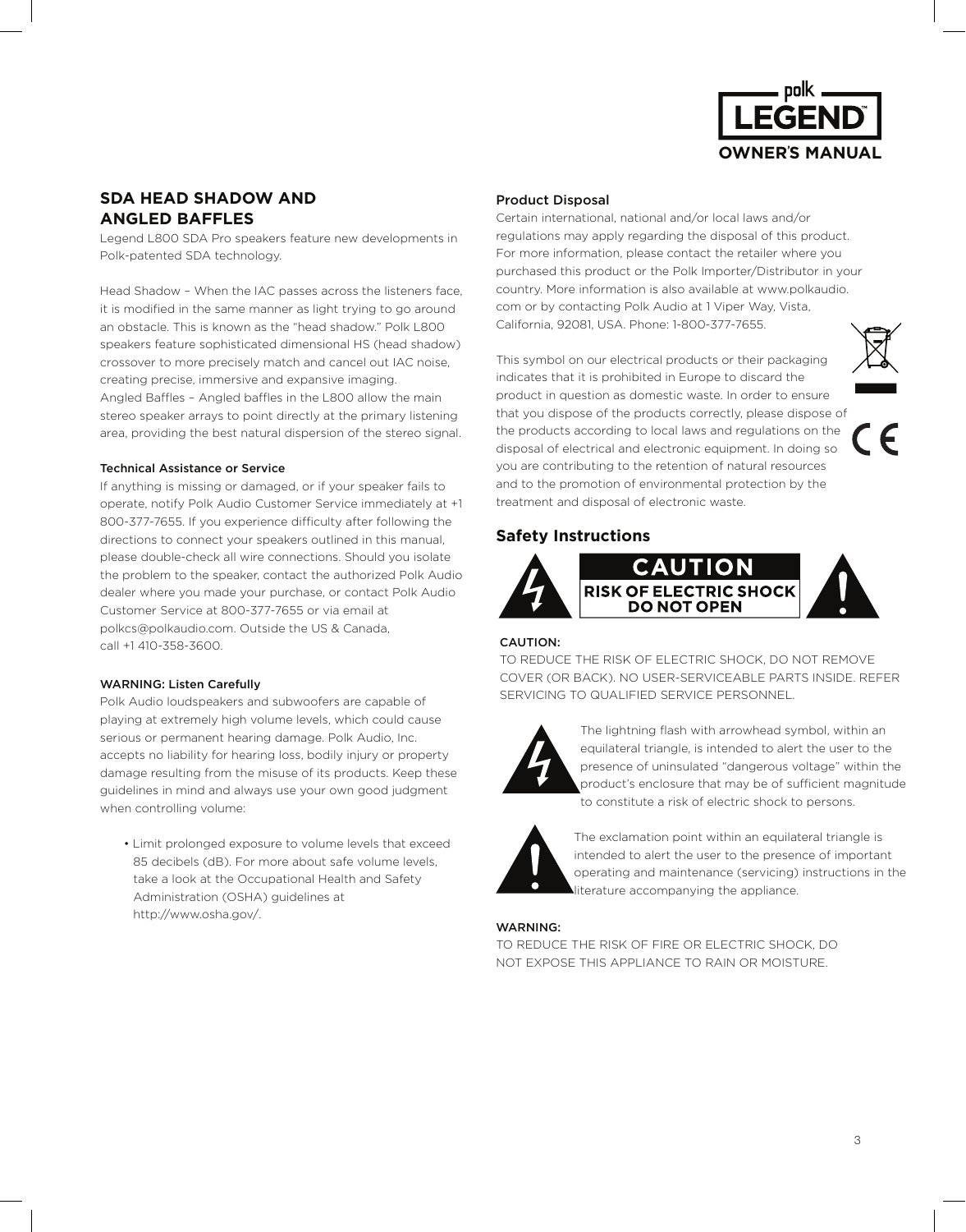## SDA HEAD SHADOW AND ANGLED BAFFLES

Legend L800 SDA Pro speakers feature new developments in Polk-patented SDA technology.

Head Shadow – When the IAC passes across the listeners face, it is modified in the same manner as light trying to go around an obstacle. This is known as the "head shadow." Polk L800 speakers feature sophisticated dimensional HS (head shadow) crossover to more precisely match and cancel out IAC noise, creating precise, immersive and expansive imaging.
Angled Baffles – Angled baffles in the L800 allow the main stereo speaker arrays to point directly at the primary listening area, providing the best natural dispersion of the stereo signal.

### Technical Assistance or Service

If anything is missing or damaged, or if your speaker fails to operate, notify Polk Audio Customer Service immediately at +1 800-377-7655. If you experience difficulty after following the directions to connect your speakers outlined in this manual, please double-check all wire connections. Should you isolate the problem to the speaker, contact the authorized Polk Audio dealer where you made your purchase, or contact Polk Audio Customer Service at 800-377-7655 or via email at polkcs@polkaudio.com. Outside the US & Canada, call +1 410-358-3600.

### WARNING: Listen Carefully

Polk Audio loudspeakers and subwoofers are capable of playing at extremely high volume levels, which could cause serious or permanent hearing damage. Polk Audio, Inc. accepts no liability for hearing loss, bodily injury or property damage resulting from the misuse of its products. Keep these guidelines in mind and always use your own good judgment when controlling volume:

- Limit prolonged exposure to volume levels that exceed 85 decibels (dB). For more about safe volume levels, take a look at the Occupational Health and Safety Administration (OSHA) guidelines at http://www.osha.gov/.

### Product Disposal

Certain international, national and/or local laws and/or regulations may apply regarding the disposal of this product. For more information, please contact the retailer where you purchased this product or the Polk Importer/Distributor in your country. More information is also available at www.polkaudio.com or by contacting Polk Audio at 1 Viper Way, Vista, California, 92081, USA. Phone: 1-800-377-7655.

This symbol on our electrical products or their packaging indicates that it is prohibited in Europe to discard the product in question as domestic waste. In order to ensure that you dispose of the products correctly, please dispose of the products according to local laws and regulations on the disposal of electrical and electronic equipment. In doing so you are contributing to the retention of natural resources and to the promotion of environmental protection by the treatment and disposal of electronic waste.

## Safety Instructions

**CAUTION**
**RISK OF ELECTRIC SHOCK DO NOT OPEN**

CAUTION:
TO REDUCE THE RISK OF ELECTRIC SHOCK, DO NOT REMOVE COVER (OR BACK). NO USER-SERVICEABLE PARTS INSIDE. REFER SERVICING TO QUALIFIED SERVICE PERSONNEL.

The lightning flash with arrowhead symbol, within an equilateral triangle, is intended to alert the user to the presence of uninsulated "dangerous voltage" within the product's enclosure that may be of sufficient magnitude to constitute a risk of electric shock to persons.

The exclamation point within an equilateral triangle is intended to alert the user to the presence of important operating and maintenance (servicing) instructions in the literature accompanying the appliance.

WARNING:
TO REDUCE THE RISK OF FIRE OR ELECTRIC SHOCK, DO NOT EXPOSE THIS APPLIANCE TO RAIN OR MOISTURE.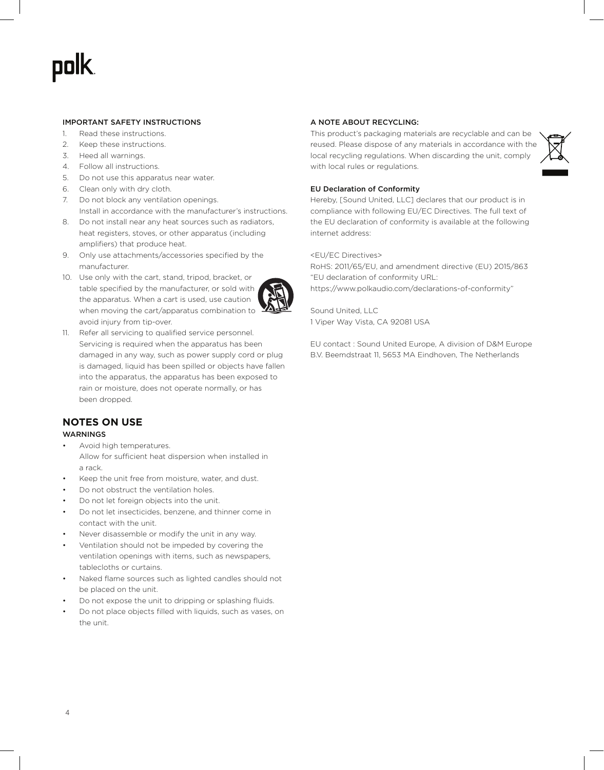## IMPORTANT SAFETY INSTRUCTIONS

1. Read these instructions.
2. Keep these instructions.
3. Heed all warnings.
4. Follow all instructions.
5. Do not use this apparatus near water.
6. Clean only with dry cloth.
7. Do not block any ventilation openings.
   Install in accordance with the manufacturer's instructions.
8. Do not install near any heat sources such as radiators, heat registers, stoves, or other apparatus (including amplifiers) that produce heat.
9. Only use attachments/accessories specified by the manufacturer.
10. Use only with the cart, stand, tripod, bracket, or table specified by the manufacturer, or sold with the apparatus. When a cart is used, use caution when moving the cart/apparatus combination to avoid injury from tip-over.
11. Refer all servicing to qualified service personnel. Servicing is required when the apparatus has been damaged in any way, such as power supply cord or plug is damaged, liquid has been spilled or objects have fallen into the apparatus, the apparatus has been exposed to rain or moisture, does not operate normally, or has been dropped.

# NOTES ON USE

### WARNINGS

- Avoid high temperatures.
  Allow for sufficient heat dispersion when installed in a rack.
- Keep the unit free from moisture, water, and dust.
- Do not obstruct the ventilation holes.
- Do not let foreign objects into the unit.
- Do not let insecticides, benzene, and thinner come in contact with the unit.
- Never disassemble or modify the unit in any way.
- Ventilation should not be impeded by covering the ventilation openings with items, such as newspapers, tablecloths or curtains.
- Naked flame sources such as lighted candles should not be placed on the unit.
- Do not expose the unit to dripping or splashing fluids.
- Do not place objects filled with liquids, such as vases, on the unit.

## A NOTE ABOUT RECYCLING:

This product's packaging materials are recyclable and can be reused. Please dispose of any materials in accordance with the local recycling regulations. When discarding the unit, comply with local rules or regulations.

### EU Declaration of Conformity

Hereby, [Sound United, LLC] declares that our product is in compliance with following EU/EC Directives. The full text of the EU declaration of conformity is available at the following internet address:

<EU/EC Directives>
RoHS: 2011/65/EU, and amendment directive (EU) 2015/863
"EU declaration of conformity URL:
https://www.polkaudio.com/declarations-of-conformity"

Sound United, LLC
1 Viper Way Vista, CA 92081 USA

EU contact : Sound United Europe, A division of D&M Europe B.V. Beemdstraat 11, 5653 MA Eindhoven, The Netherlands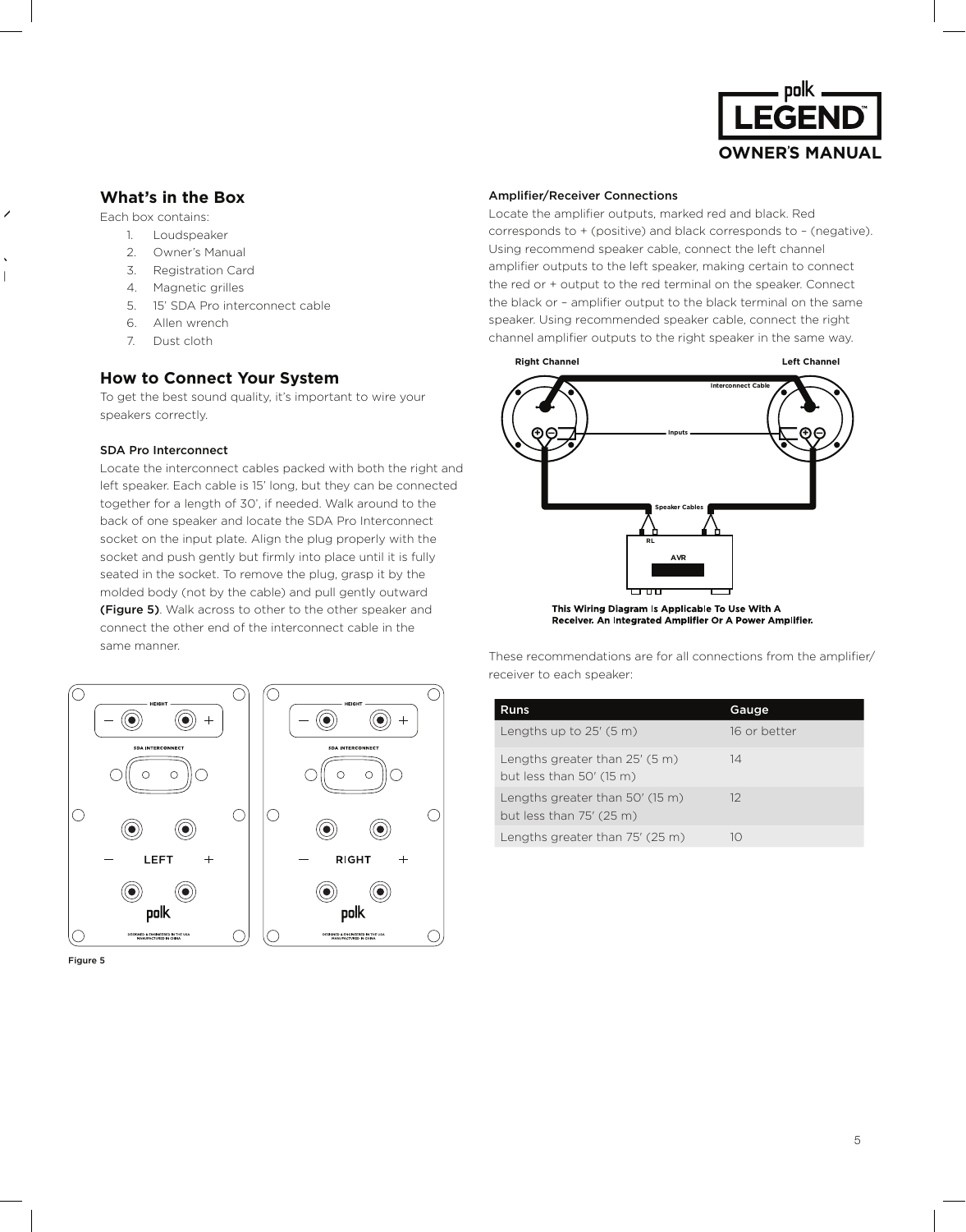## What's in the Box

Each box contains:

1. Loudspeaker
2. Owner's Manual
3. Registration Card
4. Magnetic grilles
5. 15' SDA Pro interconnect cable
6. Allen wrench
7. Dust cloth

## How to Connect Your System

To get the best sound quality, it's important to wire your speakers correctly.

### SDA Pro Interconnect

Locate the interconnect cables packed with both the right and left speaker. Each cable is 15' long, but they can be connected together for a length of 30', if needed. Walk around to the back of one speaker and locate the SDA Pro Interconnect socket on the input plate. Align the plug properly with the socket and push gently but firmly into place until it is fully seated in the socket. To remove the plug, grasp it by the molded body (not by the cable) and pull gently outward **(Figure 5)**. Walk across to other to the other speaker and connect the other end of the interconnect cable in the same manner.

Figure 5

### Amplifier/Receiver Connections

Locate the amplifier outputs, marked red and black. Red corresponds to + (positive) and black corresponds to – (negative). Using recommend speaker cable, connect the left channel amplifier outputs to the left speaker, making certain to connect the red or + output to the red terminal on the speaker. Connect the black or – amplifier output to the black terminal on the same speaker. Using recommended speaker cable, connect the right channel amplifier outputs to the right speaker in the same way.

**This Wiring Diagram Is Applicable To Use With A Receiver. An Integrated Amplifier Or A Power Amplifier.**

These recommendations are for all connections from the amplifier/ receiver to each speaker:

| Runs | Gauge |
|---|---|
| Lengths up to 25' (5 m) | 16 or better |
| Lengths greater than 25' (5 m) but less than 50' (15 m) | 14 |
| Lengths greater than 50' (15 m) but less than 75' (25 m) | 12 |
| Lengths greater than 75' (25 m) | 10 |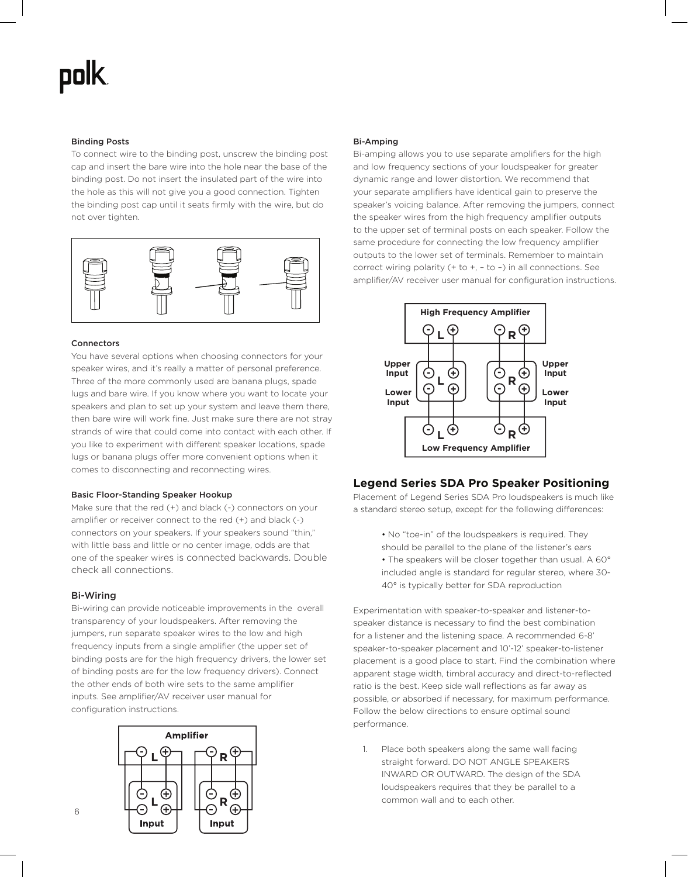#### Binding Posts

To connect wire to the binding post, unscrew the binding post cap and insert the bare wire into the hole near the base of the binding post. Do not insert the insulated part of the wire into the hole as this will not give you a good connection. Tighten the binding post cap until it seats firmly with the wire, but do not over tighten.

#### Connectors

You have several options when choosing connectors for your speaker wires, and it's really a matter of personal preference. Three of the more commonly used are banana plugs, spade lugs and bare wire. If you know where you want to locate your speakers and plan to set up your system and leave them there, then bare wire will work fine. Just make sure there are not stray strands of wire that could come into contact with each other. If you like to experiment with different speaker locations, spade lugs or banana plugs offer more convenient options when it comes to disconnecting and reconnecting wires.

#### Basic Floor-Standing Speaker Hookup

Make sure that the red (+) and black (-) connectors on your amplifier or receiver connect to the red (+) and black (-) connectors on your speakers. If your speakers sound "thin," with little bass and little or no center image, odds are that one of the speaker wires is connected backwards. Double check all connections.

### Bi-Wiring

Bi-wiring can provide noticeable improvements in the overall transparency of your loudspeakers. After removing the jumpers, run separate speaker wires to the low and high frequency inputs from a single amplifier (the upper set of binding posts are for the high frequency drivers, the lower set of binding posts are for the low frequency drivers). Connect the other ends of both wire sets to the same amplifier inputs. See amplifier/AV receiver user manual for configuration instructions.

Amplifier

L R

Input Input

#### Bi-Amping

Bi-amping allows you to use separate amplifiers for the high and low frequency sections of your loudspeaker for greater dynamic range and lower distortion. We recommend that your separate amplifiers have identical gain to preserve the speaker's voicing balance. After removing the jumpers, connect the speaker wires from the high frequency amplifier outputs to the upper set of terminal posts on each speaker. Follow the same procedure for connecting the low frequency amplifier outputs to the lower set of terminals. Remember to maintain correct wiring polarity (+ to +, – to –) in all connections. See amplifier/AV receiver user manual for configuration instructions.

High Frequency Amplifier

Upper Input / Lower Input — L — R — Upper Input / Lower Input

Low Frequency Amplifier

## Legend Series SDA Pro Speaker Positioning

Placement of Legend Series SDA Pro loudspeakers is much like a standard stereo setup, except for the following differences:

- No "toe-in" of the loudspeakers is required. They should be parallel to the plane of the listener's ears
- The speakers will be closer together than usual. A 60° included angle is standard for regular stereo, where 30-40° is typically better for SDA reproduction

Experimentation with speaker-to-speaker and listener-to-speaker distance is necessary to find the best combination for a listener and the listening space. A recommended 6-8' speaker-to-speaker placement and 10'-12' speaker-to-listener placement is a good place to start. Find the combination where apparent stage width, timbral accuracy and direct-to-reflected ratio is the best. Keep side wall reflections as far away as possible, or absorbed if necessary, for maximum performance. Follow the below directions to ensure optimal sound performance.

1. Place both speakers along the same wall facing straight forward. DO NOT ANGLE SPEAKERS INWARD OR OUTWARD. The design of the SDA loudspeakers requires that they be parallel to a common wall and to each other.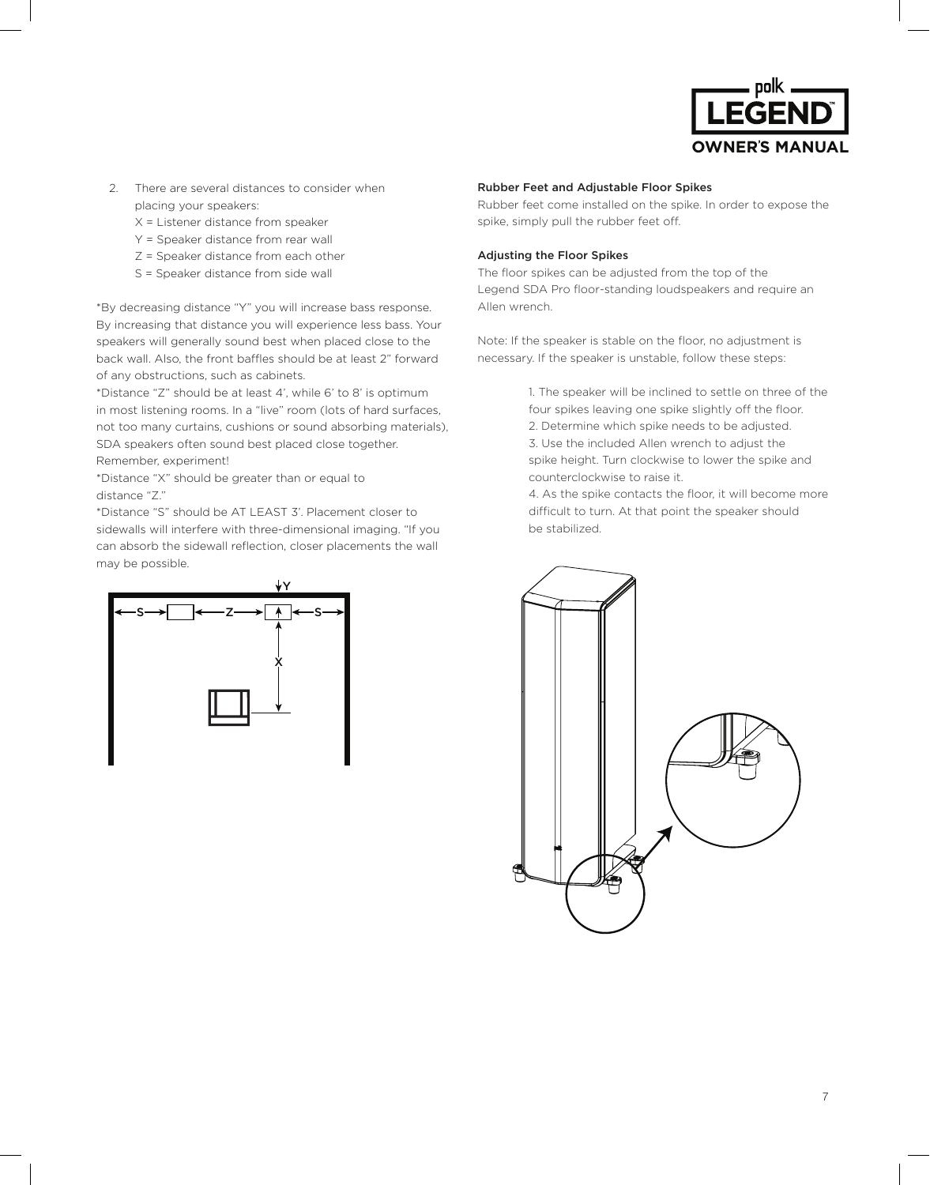2. There are several distances to consider when placing your speakers:
   X = Listener distance from speaker
   Y = Speaker distance from rear wall
   Z = Speaker distance from each other
   S = Speaker distance from side wall

*By decreasing distance "Y" you will increase bass response. By increasing that distance you will experience less bass. Your speakers will generally sound best when placed close to the back wall. Also, the front baffles should be at least 2" forward of any obstructions, such as cabinets.

*Distance "Z" should be at least 4', while 6' to 8' is optimum in most listening rooms. In a "live" room (lots of hard surfaces, not too many curtains, cushions or sound absorbing materials), SDA speakers often sound best placed close together. Remember, experiment!

*Distance "X" should be greater than or equal to distance "Z."

*Distance "S" should be AT LEAST 3'. Placement closer to sidewalls will interfere with three-dimensional imaging. "If you can absorb the sidewall reflection, closer placements the wall may be possible.

### Rubber Feet and Adjustable Floor Spikes

Rubber feet come installed on the spike. In order to expose the spike, simply pull the rubber feet off.

### Adjusting the Floor Spikes

The floor spikes can be adjusted from the top of the Legend SDA Pro floor-standing loudspeakers and require an Allen wrench.

Note: If the speaker is stable on the floor, no adjustment is necessary. If the speaker is unstable, follow these steps:

1. The speaker will be inclined to settle on three of the four spikes leaving one spike slightly off the floor.
2. Determine which spike needs to be adjusted.
3. Use the included Allen wrench to adjust the spike height. Turn clockwise to lower the spike and counterclockwise to raise it.
4. As the spike contacts the floor, it will become more difficult to turn. At that point the speaker should be stabilized.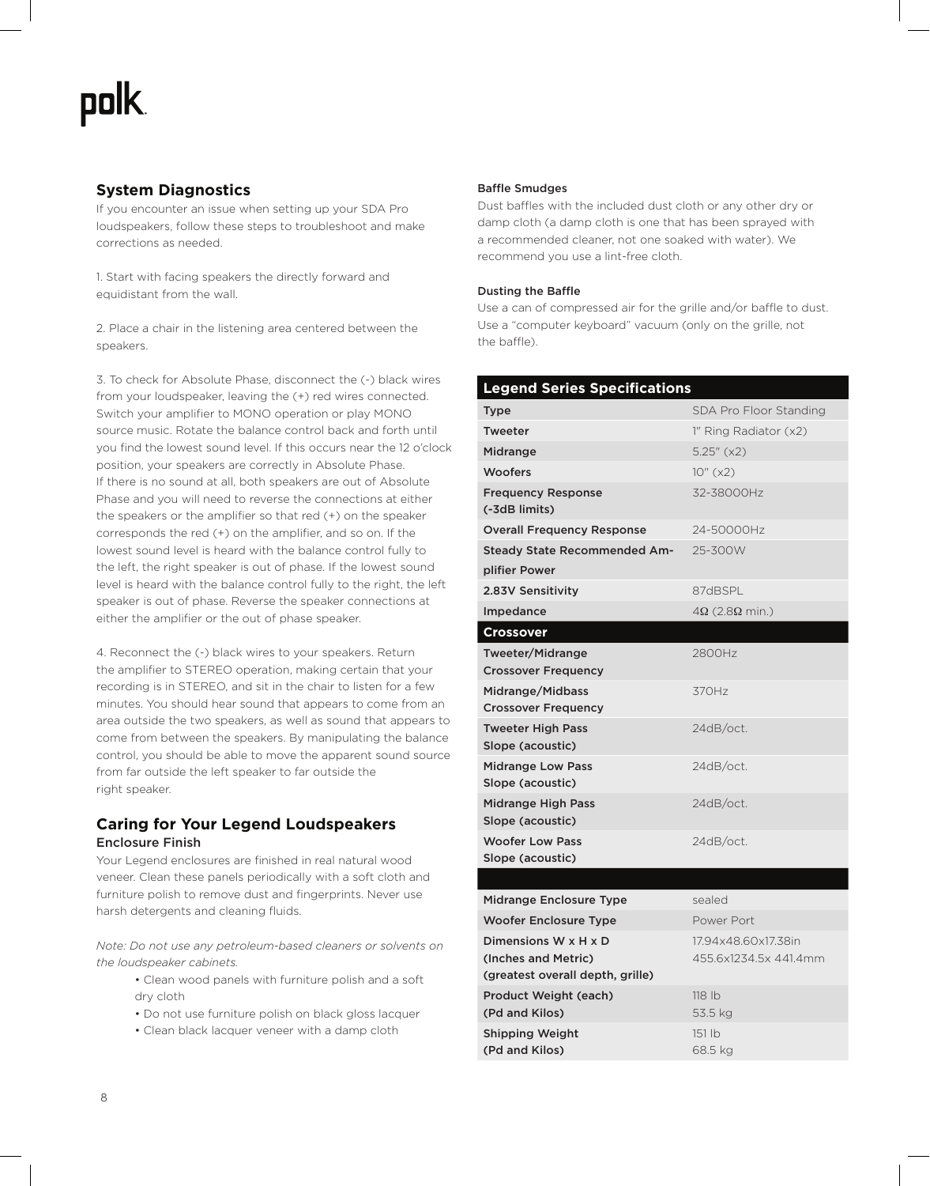## System Diagnostics

If you encounter an issue when setting up your SDA Pro loudspeakers, follow these steps to troubleshoot and make corrections as needed.

1. Start with facing speakers the directly forward and equidistant from the wall.

2. Place a chair in the listening area centered between the speakers.

3. To check for Absolute Phase, disconnect the (-) black wires from your loudspeaker, leaving the (+) red wires connected. Switch your amplifier to MONO operation or play MONO source music. Rotate the balance control back and forth until you find the lowest sound level. If this occurs near the 12 o'clock position, your speakers are correctly in Absolute Phase. If there is no sound at all, both speakers are out of Absolute Phase and you will need to reverse the connections at either the speakers or the amplifier so that red (+) on the speaker corresponds the red (+) on the amplifier, and so on. If the lowest sound level is heard with the balance control fully to the left, the right speaker is out of phase. If the lowest sound level is heard with the balance control fully to the right, the left speaker is out of phase. Reverse the speaker connections at either the amplifier or the out of phase speaker.

4. Reconnect the (-) black wires to your speakers. Return the amplifier to STEREO operation, making certain that your recording is in STEREO, and sit in the chair to listen for a few minutes. You should hear sound that appears to come from an area outside the two speakers, as well as sound that appears to come from between the speakers. By manipulating the balance control, you should be able to move the apparent sound source from far outside the left speaker to far outside the right speaker.

## Caring for Your Legend Loudspeakers

### Enclosure Finish

Your Legend enclosures are finished in real natural wood veneer. Clean these panels periodically with a soft cloth and furniture polish to remove dust and fingerprints. Never use harsh detergents and cleaning fluids.

*Note: Do not use any petroleum-based cleaners or solvents on the loudspeaker cabinets.*

- Clean wood panels with furniture polish and a soft dry cloth
- Do not use furniture polish on black gloss lacquer
- Clean black lacquer veneer with a damp cloth

#### Baffle Smudges

Dust baffles with the included dust cloth or any other dry or damp cloth (a damp cloth is one that has been sprayed with a recommended cleaner, not one soaked with water). We recommend you use a lint-free cloth.

#### Dusting the Baffle

Use a can of compressed air for the grille and/or baffle to dust. Use a "computer keyboard" vacuum (only on the grille, not the baffle).

| Legend Series Specifications | |
|---|---|
| Type | SDA Pro Floor Standing |
| Tweeter | 1" Ring Radiator (x2) |
| Midrange | 5.25" (x2) |
| Woofers | 10" (x2) |
| Frequency Response (-3dB limits) | 32-38000Hz |
| Overall Frequency Response | 24-50000Hz |
| Steady State Recommended Amplifier Power | 25-300W |
| 2.83V Sensitivity | 87dBSPL |
| Impedance | 4Ω (2.8Ω min.) |
| **Crossover** | |
| Tweeter/Midrange Crossover Frequency | 2800Hz |
| Midrange/Midbass Crossover Frequency | 370Hz |
| Tweeter High Pass Slope (acoustic) | 24dB/oct. |
| Midrange Low Pass Slope (acoustic) | 24dB/oct. |
| Midrange High Pass Slope (acoustic) | 24dB/oct. |
| Woofer Low Pass Slope (acoustic) | 24dB/oct. |
| | |
| Midrange Enclosure Type | sealed |
| Woofer Enclosure Type | Power Port |
| Dimensions W x H x D (Inches and Metric) (greatest overall depth, grille) | 17.94x48.60x17.38in 455.6x1234.5x 441.4mm |
| Product Weight (each) (Pd and Kilos) | 118 lb 53.5 kg |
| Shipping Weight (Pd and Kilos) | 151 lb 68.5 kg |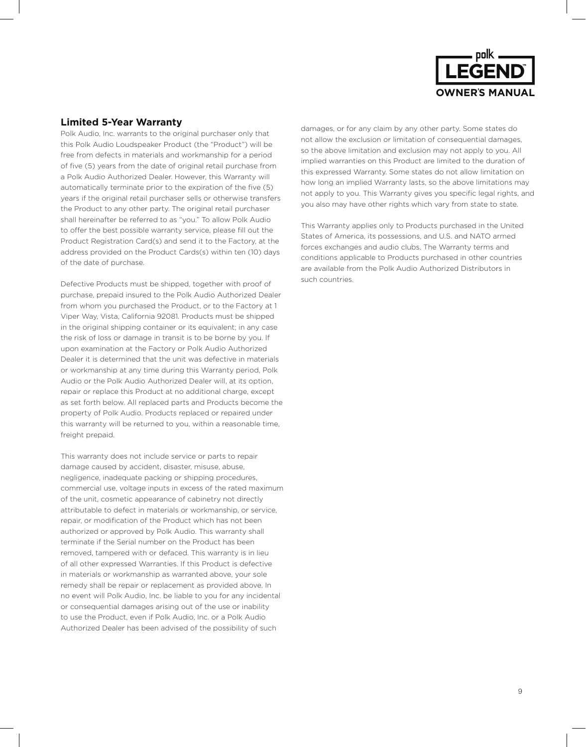## Limited 5-Year Warranty

Polk Audio, Inc. warrants to the original purchaser only that this Polk Audio Loudspeaker Product (the "Product") will be free from defects in materials and workmanship for a period of five (5) years from the date of original retail purchase from a Polk Audio Authorized Dealer. However, this Warranty will automatically terminate prior to the expiration of the five (5) years if the original retail purchaser sells or otherwise transfers the Product to any other party. The original retail purchaser shall hereinafter be referred to as "you." To allow Polk Audio to offer the best possible warranty service, please fill out the Product Registration Card(s) and send it to the Factory, at the address provided on the Product Cards(s) within ten (10) days of the date of purchase.

Defective Products must be shipped, together with proof of purchase, prepaid insured to the Polk Audio Authorized Dealer from whom you purchased the Product, or to the Factory at 1 Viper Way, Vista, California 92081. Products must be shipped in the original shipping container or its equivalent; in any case the risk of loss or damage in transit is to be borne by you. If upon examination at the Factory or Polk Audio Authorized Dealer it is determined that the unit was defective in materials or workmanship at any time during this Warranty period, Polk Audio or the Polk Audio Authorized Dealer will, at its option, repair or replace this Product at no additional charge, except as set forth below. All replaced parts and Products become the property of Polk Audio. Products replaced or repaired under this warranty will be returned to you, within a reasonable time, freight prepaid.

This warranty does not include service or parts to repair damage caused by accident, disaster, misuse, abuse, negligence, inadequate packing or shipping procedures, commercial use, voltage inputs in excess of the rated maximum of the unit, cosmetic appearance of cabinetry not directly attributable to defect in materials or workmanship, or service, repair, or modification of the Product which has not been authorized or approved by Polk Audio. This warranty shall terminate if the Serial number on the Product has been removed, tampered with or defaced. This warranty is in lieu of all other expressed Warranties. If this Product is defective in materials or workmanship as warranted above, your sole remedy shall be repair or replacement as provided above. In no event will Polk Audio, Inc. be liable to you for any incidental or consequential damages arising out of the use or inability to use the Product, even if Polk Audio, Inc. or a Polk Audio Authorized Dealer has been advised of the possibility of such damages, or for any claim by any other party. Some states do not allow the exclusion or limitation of consequential damages, so the above limitation and exclusion may not apply to you. All implied warranties on this Product are limited to the duration of this expressed Warranty. Some states do not allow limitation on how long an implied Warranty lasts, so the above limitations may not apply to you. This Warranty gives you specific legal rights, and you also may have other rights which vary from state to state.

This Warranty applies only to Products purchased in the United States of America, its possessions, and U.S. and NATO armed forces exchanges and audio clubs. The Warranty terms and conditions applicable to Products purchased in other countries are available from the Polk Audio Authorized Distributors in such countries.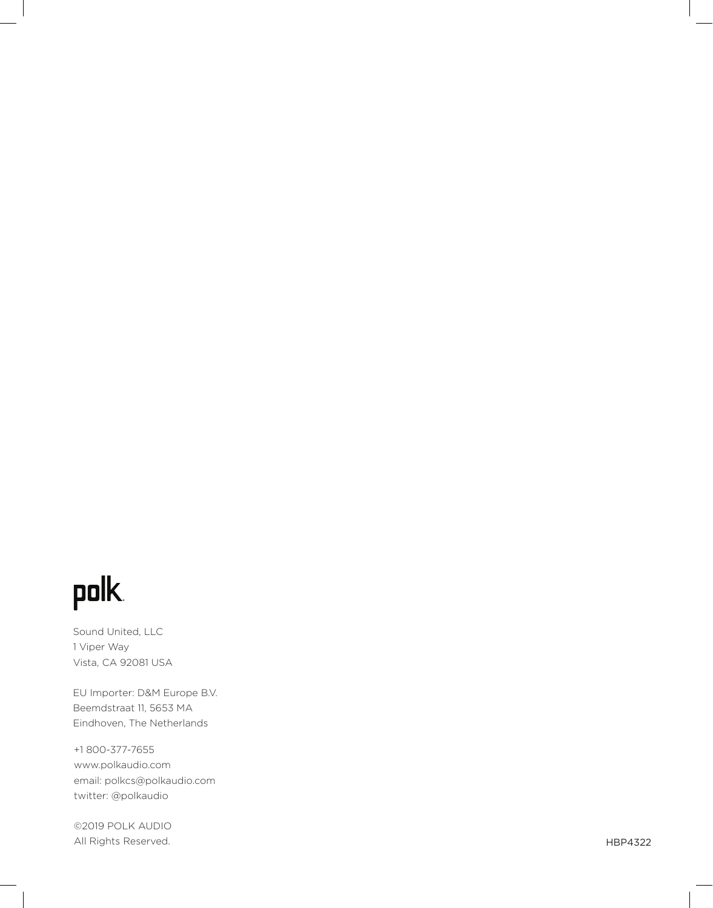polk

Sound United, LLC
1 Viper Way
Vista, CA 92081 USA

EU Importer: D&M Europe B.V.
Beemdstraat 11, 5653 MA
Eindhoven, The Netherlands

+1 800-377-7655
www.polkaudio.com
email: polkcs@polkaudio.com
twitter: @polkaudio

©2019 POLK AUDIO
All Rights Reserved.

HBP4322